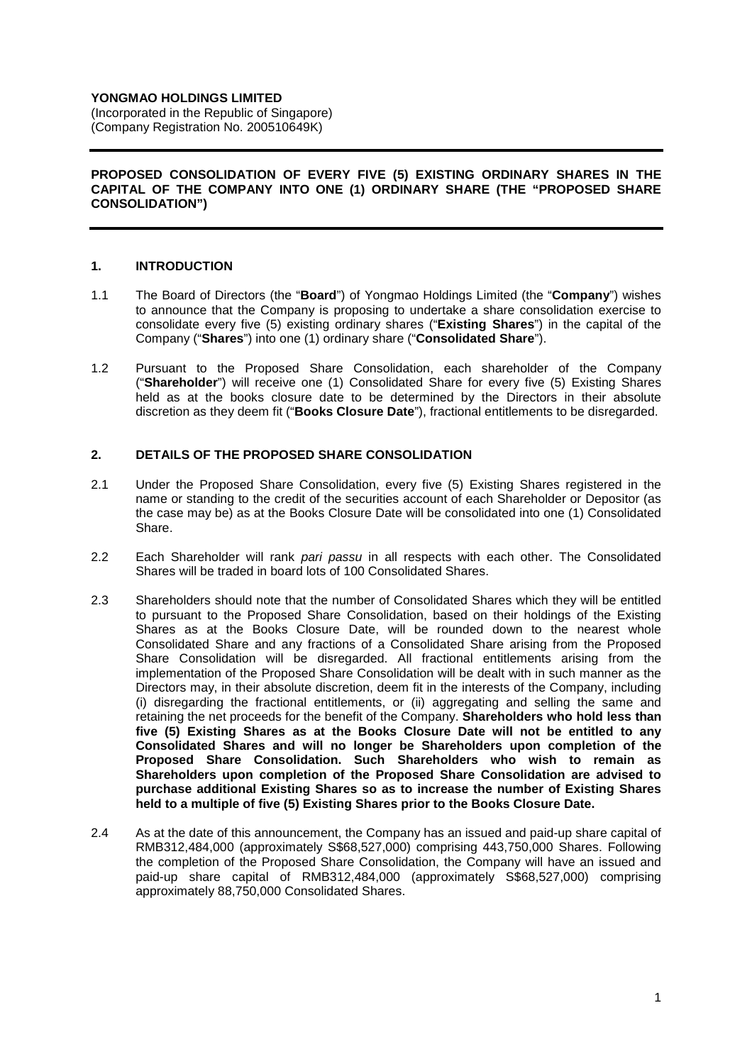**YONGMAO HOLDINGS LIMITED**
(Incorporated in the Republic of Singapore)
(Company Registration No. 200510649K)

---

**PROPOSED CONSOLIDATION OF EVERY FIVE (5) EXISTING ORDINARY SHARES IN THE CAPITAL OF THE COMPANY INTO ONE (1) ORDINARY SHARE (THE "PROPOSED SHARE CONSOLIDATION")**

---

## 1. INTRODUCTION

1.1 The Board of Directors (the "**Board**") of Yongmao Holdings Limited (the "**Company**") wishes to announce that the Company is proposing to undertake a share consolidation exercise to consolidate every five (5) existing ordinary shares ("**Existing Shares**") in the capital of the Company ("**Shares**") into one (1) ordinary share ("**Consolidated Share**").

1.2 Pursuant to the Proposed Share Consolidation, each shareholder of the Company ("**Shareholder**") will receive one (1) Consolidated Share for every five (5) Existing Shares held as at the books closure date to be determined by the Directors in their absolute discretion as they deem fit ("**Books Closure Date**"), fractional entitlements to be disregarded.

## 2. DETAILS OF THE PROPOSED SHARE CONSOLIDATION

2.1 Under the Proposed Share Consolidation, every five (5) Existing Shares registered in the name or standing to the credit of the securities account of each Shareholder or Depositor (as the case may be) as at the Books Closure Date will be consolidated into one (1) Consolidated Share.

2.2 Each Shareholder will rank *pari passu* in all respects with each other. The Consolidated Shares will be traded in board lots of 100 Consolidated Shares.

2.3 Shareholders should note that the number of Consolidated Shares which they will be entitled to pursuant to the Proposed Share Consolidation, based on their holdings of the Existing Shares as at the Books Closure Date, will be rounded down to the nearest whole Consolidated Share and any fractions of a Consolidated Share arising from the Proposed Share Consolidation will be disregarded. All fractional entitlements arising from the implementation of the Proposed Share Consolidation will be dealt with in such manner as the Directors may, in their absolute discretion, deem fit in the interests of the Company, including (i) disregarding the fractional entitlements, or (ii) aggregating and selling the same and retaining the net proceeds for the benefit of the Company. **Shareholders who hold less than five (5) Existing Shares as at the Books Closure Date will not be entitled to any Consolidated Shares and will no longer be Shareholders upon completion of the Proposed Share Consolidation. Such Shareholders who wish to remain as Shareholders upon completion of the Proposed Share Consolidation are advised to purchase additional Existing Shares so as to increase the number of Existing Shares held to a multiple of five (5) Existing Shares prior to the Books Closure Date.**

2.4 As at the date of this announcement, the Company has an issued and paid-up share capital of RMB312,484,000 (approximately S$68,527,000) comprising 443,750,000 Shares. Following the completion of the Proposed Share Consolidation, the Company will have an issued and paid-up share capital of RMB312,484,000 (approximately S$68,527,000) comprising approximately 88,750,000 Consolidated Shares.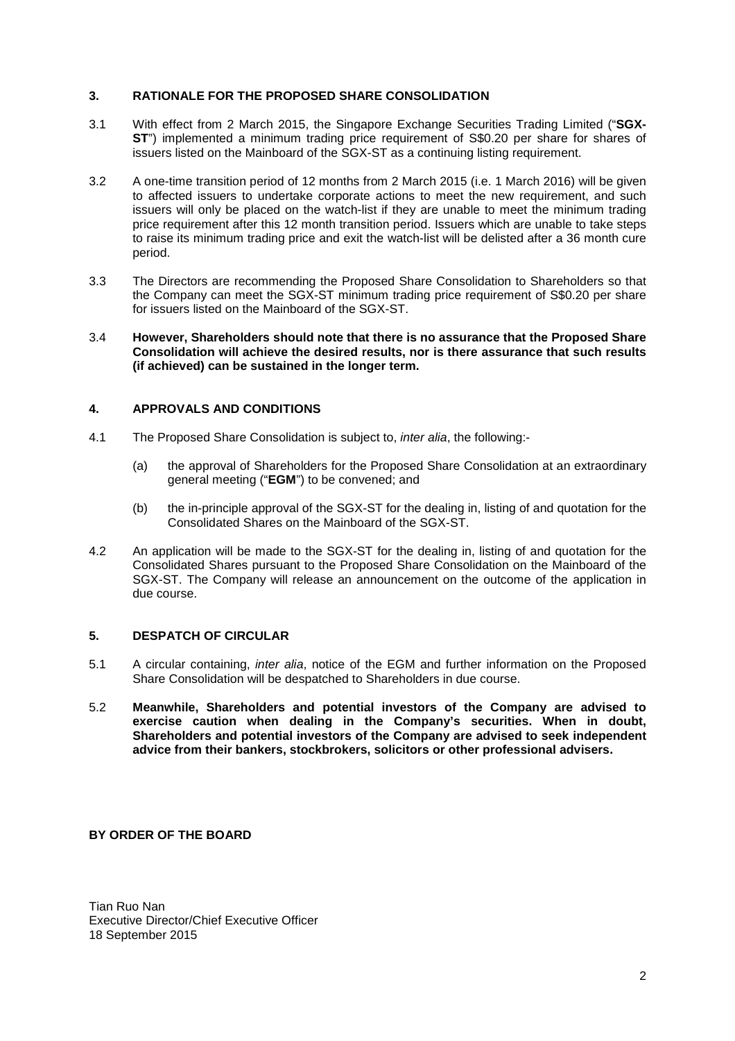## 3. RATIONALE FOR THE PROPOSED SHARE CONSOLIDATION

3.1 With effect from 2 March 2015, the Singapore Exchange Securities Trading Limited ("**SGX-ST**") implemented a minimum trading price requirement of S$0.20 per share for shares of issuers listed on the Mainboard of the SGX-ST as a continuing listing requirement.

3.2 A one-time transition period of 12 months from 2 March 2015 (i.e. 1 March 2016) will be given to affected issuers to undertake corporate actions to meet the new requirement, and such issuers will only be placed on the watch-list if they are unable to meet the minimum trading price requirement after this 12 month transition period. Issuers which are unable to take steps to raise its minimum trading price and exit the watch-list will be delisted after a 36 month cure period.

3.3 The Directors are recommending the Proposed Share Consolidation to Shareholders so that the Company can meet the SGX-ST minimum trading price requirement of S$0.20 per share for issuers listed on the Mainboard of the SGX-ST.

3.4 **However, Shareholders should note that there is no assurance that the Proposed Share Consolidation will achieve the desired results, nor is there assurance that such results (if achieved) can be sustained in the longer term.**

## 4. APPROVALS AND CONDITIONS

4.1 The Proposed Share Consolidation is subject to, *inter alia*, the following:-

(a) the approval of Shareholders for the Proposed Share Consolidation at an extraordinary general meeting ("**EGM**") to be convened; and

(b) the in-principle approval of the SGX-ST for the dealing in, listing of and quotation for the Consolidated Shares on the Mainboard of the SGX-ST.

4.2 An application will be made to the SGX-ST for the dealing in, listing of and quotation for the Consolidated Shares pursuant to the Proposed Share Consolidation on the Mainboard of the SGX-ST. The Company will release an announcement on the outcome of the application in due course.

## 5. DESPATCH OF CIRCULAR

5.1 A circular containing, *inter alia*, notice of the EGM and further information on the Proposed Share Consolidation will be despatched to Shareholders in due course.

5.2 **Meanwhile, Shareholders and potential investors of the Company are advised to exercise caution when dealing in the Company's securities. When in doubt, Shareholders and potential investors of the Company are advised to seek independent advice from their bankers, stockbrokers, solicitors or other professional advisers.**

**BY ORDER OF THE BOARD**

Tian Ruo Nan
Executive Director/Chief Executive Officer
18 September 2015